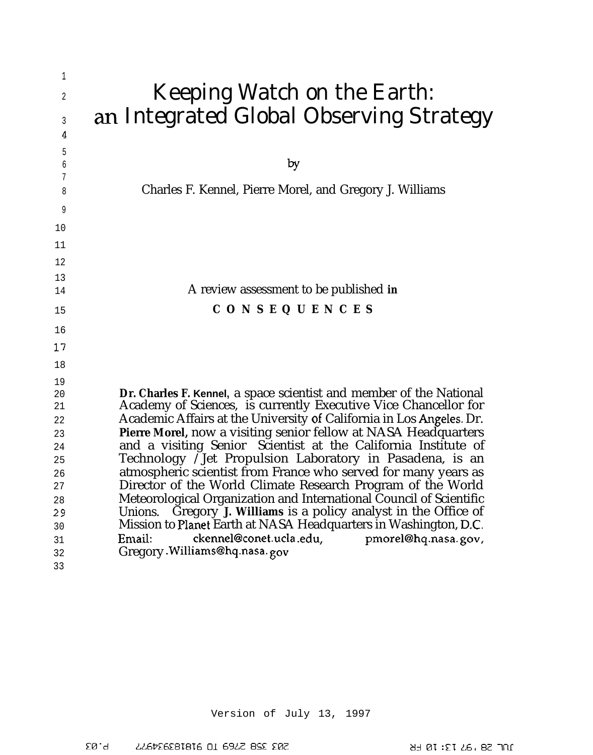# Keeping Watch on the Earth: an Integrated Global Observing Strategy

by

Charles F. Kennel, Pierre Morel, and Gregory J. Williams

A review assessment to be published **in**

**C O N S E Q U E N C E S**

**Dr. Charles F. Kennel,** a space scientist and member of the National Academy of Sciences, is currently Executive Vice Chancellor for Academic Affairs at the University of California in Los Angeles. Dr. **Pierre Morel,** now a visiting senior fellow at NASA Headquarters and a visiting Senior Scientist at the California Institute of Technology / Jet Propulsion Laboratory in Pasadena, is an atmospheric scientist from France who served for many years as Director of the World Climate Research Program of the World Meteorological Organization and International Council of Scientific Unions. Gregory **J. Williams** is a policy analyst in the Office of Mission to Planet Earth at NASA Headquarters in Washington, D.C. Email: ckennel@conet.ucla.edu, pmorel@hq.nasa.gov, Gregory.Williams@hq.nasa.gov

Version of July 13, 1997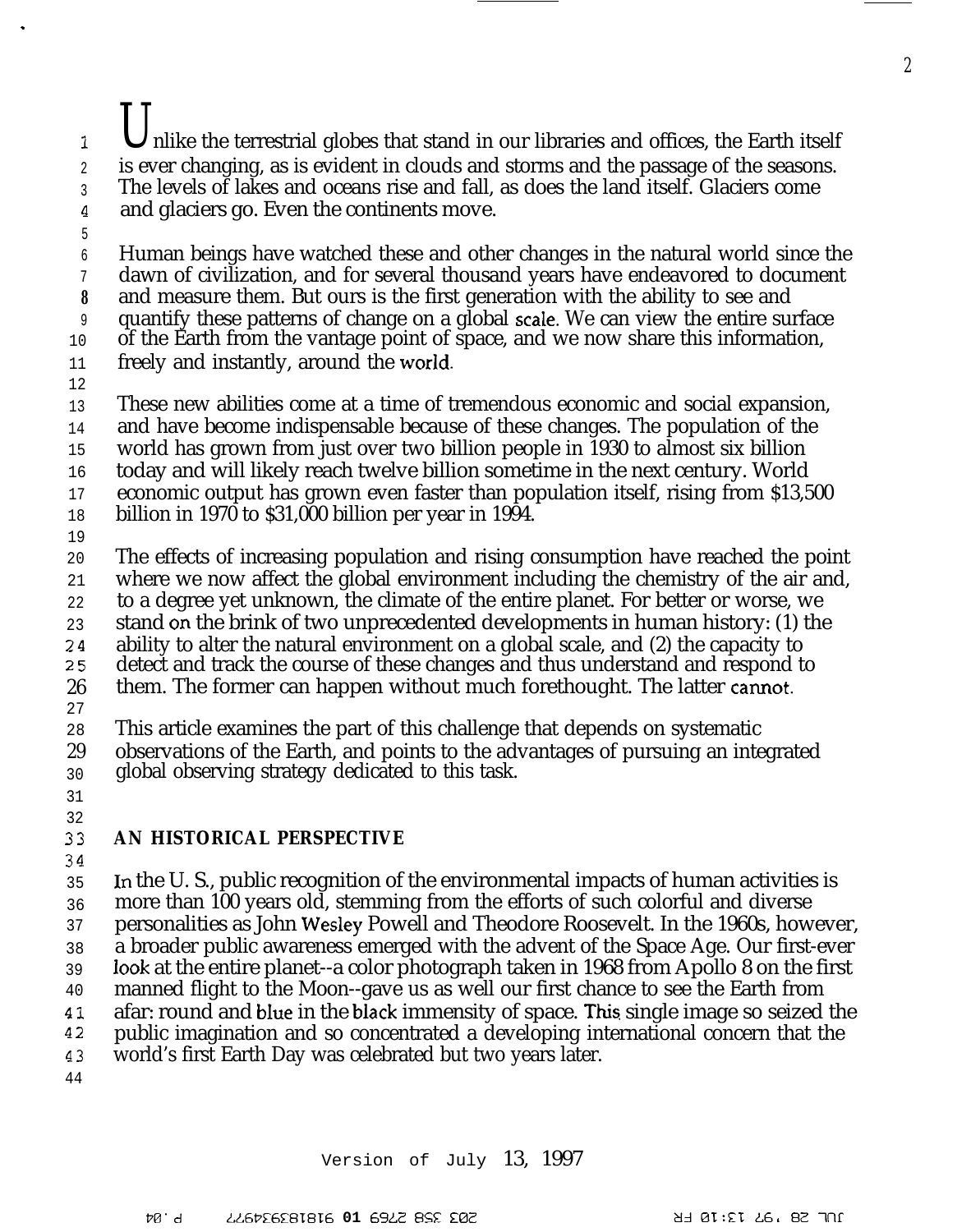Unlike the terrestrial globes that stand in our libraries and offices, the Earth itself is ever changing, as is evident in clouds and storms and the passage of the seasons. The levels of lakes and oceans rise and fall, as does the land itself. Glaciers come and glaciers go. Even the continents move.

Human beings have watched these and other changes in the natural world since the dawn of civilization, and for several thousand years have endeavored to document and measure them. But ours is the first generation with the ability to see and quantify these patterns of change on a global scale. We can view the entire surface of the Earth from the vantage point of space, and we now share this information, freely and instantly, around the world.

These new abilities come at a time of tremendous economic and social expansion, and have become indispensable because of these changes. The population of the world has grown from just over two billion people in 1930 to almost six billion today and will likely reach twelve billion sometime in the next century. World economic output has grown even faster than population itself, rising from $13,500 billion in 1970 to $31,000 billion per year in 1994.

The effects of increasing population and rising consumption have reached the point where we now affect the global environment including the chemistry of the air and, to a degree yet unknown, the climate of the entire planet. For better or worse, we stand on the brink of two unprecedented developments in human history: (1) the ability to alter the natural environment on a global scale, and (2) the capacity to detect and track the course of these changes and thus understand and respond to them. The former can happen without much forethought. The latter cannot.

This article examines the part of this challenge that depends on systematic observations of the Earth, and points to the advantages of pursuing an integrated global observing strategy dedicated to this task.

## AN HISTORICAL PERSPECTIVE

In the U. S., public recognition of the environmental impacts of human activities is more than 100 years old, stemming from the efforts of such colorful and diverse personalities as John Wesley Powell and Theodore Roosevelt. In the 1960s, however, a broader public awareness emerged with the advent of the Space Age. Our first-ever look at the entire planet--a color photograph taken in 1968 from Apollo 8 on the first manned flight to the Moon--gave us as well our first chance to see the Earth from afar: round and blue in the black immensity of space. This single image so seized the public imagination and so concentrated a developing international concern that the world's first Earth Day was celebrated but two years later.

Version of July 13, 1997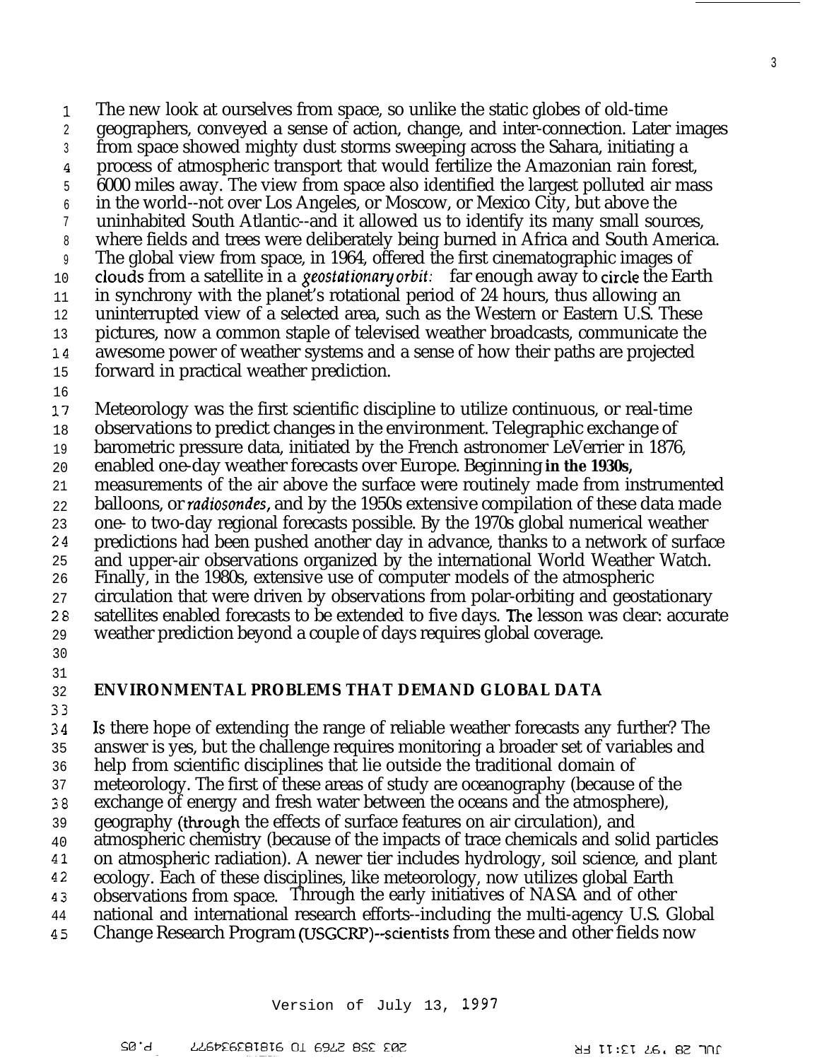The new look at ourselves from space, so unlike the static globes of old-time geographers, conveyed a sense of action, change, and inter-connection. Later images from space showed mighty dust storms sweeping across the Sahara, initiating a process of atmospheric transport that would fertilize the Amazonian rain forest, 6000 miles away. The view from space also identified the largest polluted air mass in the world--not over Los Angeles, or Moscow, or Mexico City, but above the uninhabited South Atlantic--and it allowed us to identify its many small sources, where fields and trees were deliberately being burned in Africa and South America. The global view from space, in 1964, offered the first cinematographic images of clouds from a satellite in a *geostationary orbit:* far enough away to circle the Earth in synchrony with the planet's rotational period of 24 hours, thus allowing an uninterrupted view of a selected area, such as the Western or Eastern U.S. These pictures, now a common staple of televised weather broadcasts, communicate the awesome power of weather systems and a sense of how their paths are projected forward in practical weather prediction.

Meteorology was the first scientific discipline to utilize continuous, or real-time observations to predict changes in the environment. Telegraphic exchange of barometric pressure data, initiated by the French astronomer LeVerrier in 1876, enabled one-day weather forecasts over Europe. Beginning in the 1930s, measurements of the air above the surface were routinely made from instrumented balloons, or *radiosondes*, and by the 1950s extensive compilation of these data made one- to two-day regional forecasts possible. By the 1970s global numerical weather predictions had been pushed another day in advance, thanks to a network of surface and upper-air observations organized by the international World Weather Watch. Finally, in the 1980s, extensive use of computer models of the atmospheric circulation that were driven by observations from polar-orbiting and geostationary satellites enabled forecasts to be extended to five days. The lesson was clear: accurate weather prediction beyond a couple of days requires global coverage.

## ENVIRONMENTAL PROBLEMS THAT DEMAND GLOBAL DATA

Is there hope of extending the range of reliable weather forecasts any further? The answer is yes, but the challenge requires monitoring a broader set of variables and help from scientific disciplines that lie outside the traditional domain of meteorology. The first of these areas of study are oceanography (because of the exchange of energy and fresh water between the oceans and the atmosphere), geography (through the effects of surface features on air circulation), and atmospheric chemistry (because of the impacts of trace chemicals and solid particles on atmospheric radiation). A newer tier includes hydrology, soil science, and plant ecology. Each of these disciplines, like meteorology, now utilizes global Earth observations from space. Through the early initiatives of NASA and of other national and international research efforts--including the multi-agency U.S. Global Change Research Program (USGCRP)--scientists from these and other fields now

Version of July 13, 1997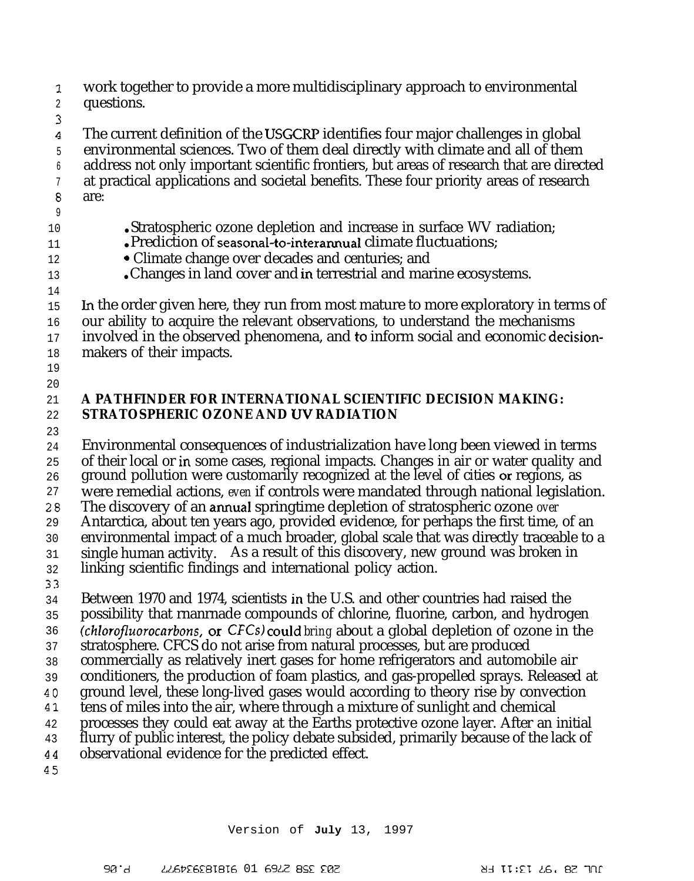work together to provide a more multidisciplinary approach to environmental questions.

The current definition of the USGCRP identifies four major challenges in global environmental sciences. Two of them deal directly with climate and all of them address not only important scientific frontiers, but areas of research that are directed at practical applications and societal benefits. These four priority areas of research are:

- Stratospheric ozone depletion and increase in surface UV radiation;
- Prediction of seasonal-to-interannual climate fluctuations;
- Climate change over decades and centuries; and
- Changes in land cover and in terrestrial and marine ecosystems.

In the order given here, they run from most mature to more exploratory in terms of our ability to acquire the relevant observations, to understand the mechanisms involved in the observed phenomena, and to inform social and economic decision-makers of their impacts.

## A PATHFINDER FOR INTERNATIONAL SCIENTIFIC DECISION MAKING: STRATOSPHERIC OZONE AND UV RADIATION

Environmental consequences of industrialization have long been viewed in terms of their local or in some cases, regional impacts. Changes in air or water quality and ground pollution were customarily recognized at the level of cities or regions, as were remedial actions, even if controls were mandated through national legislation. The discovery of an annual springtime depletion of stratospheric ozone over Antarctica, about ten years ago, provided evidence, for perhaps the first time, of an environmental impact of a much broader, global scale that was directly traceable to a single human activity. As a result of this discovery, new ground was broken in linking scientific findings and international policy action.

Between 1970 and 1974, scientists in the U.S. and other countries had raised the possibility that manmade compounds of chlorine, fluorine, carbon, and hydrogen (*chlorofluorocarbons*, or *CFCs*) could bring about a global depletion of ozone in the stratosphere. CFCS do not arise from natural processes, but are produced commercially as relatively inert gases for home refrigerators and automobile air conditioners, the production of foam plastics, and gas-propelled sprays. Released at ground level, these long-lived gases would according to theory rise by convection tens of miles into the air, where through a mixture of sunlight and chemical processes they could eat away at the Earths protective ozone layer. After an initial flurry of public interest, the policy debate subsided, primarily because of the lack of observational evidence for the predicted effect.

Version of **July** 13, 1997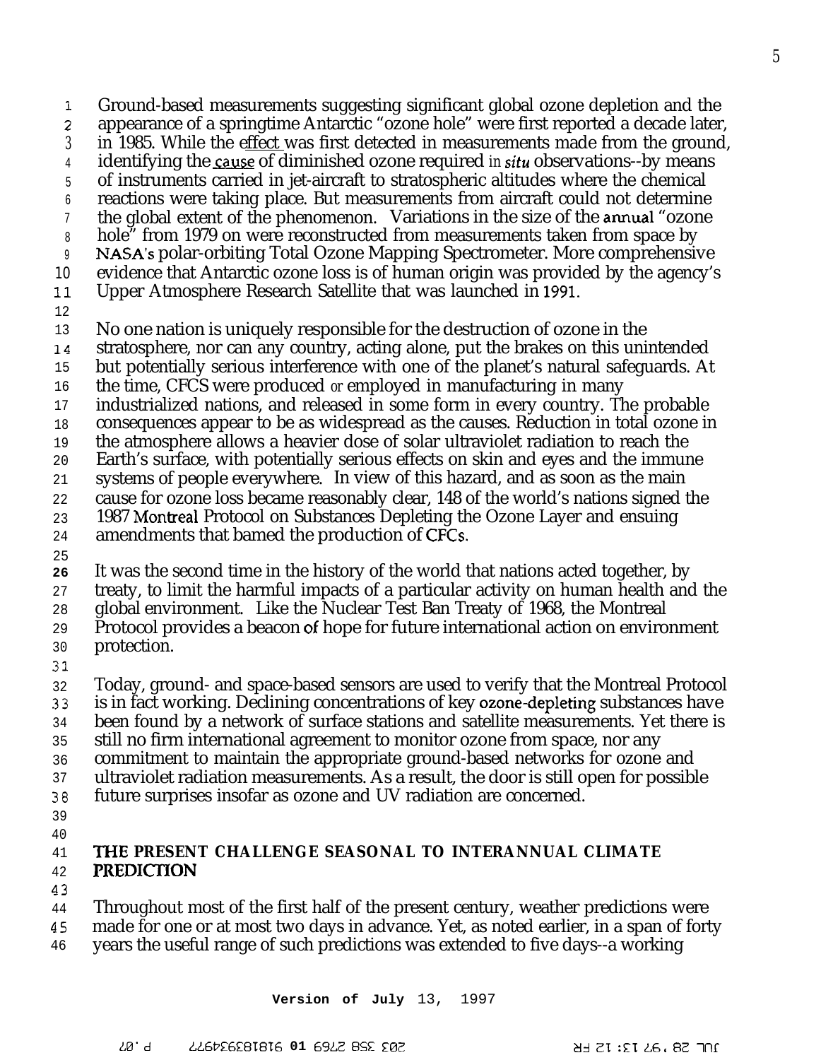Ground-based measurements suggesting significant global ozone depletion and the appearance of a springtime Antarctic "ozone hole" were first reported a decade later, in 1985. While the effect was first detected in measurements made from the ground, identifying the cause of diminished ozone required *in situ* observations--by means of instruments carried in jet-aircraft to stratospheric altitudes where the chemical reactions were taking place. But measurements from aircraft could not determine the global extent of the phenomenon. Variations in the size of the annual "ozone hole" from 1979 on were reconstructed from measurements taken from space by NASA's polar-orbiting Total Ozone Mapping Spectrometer. More comprehensive evidence that Antarctic ozone loss is of human origin was provided by the agency's Upper Atmosphere Research Satellite that was launched in 1991.

No one nation is uniquely responsible for the destruction of ozone in the stratosphere, nor can any country, acting alone, put the brakes on this unintended but potentially serious interference with one of the planet's natural safeguards. At the time, CFCS were produced or employed in manufacturing in many industrialized nations, and released in some form in every country. The probable consequences appear to be as widespread as the causes. Reduction in total ozone in the atmosphere allows a heavier dose of solar ultraviolet radiation to reach the Earth's surface, with potentially serious effects on skin and eyes and the immune systems of people everywhere. In view of this hazard, and as soon as the main cause for ozone loss became reasonably clear, 148 of the world's nations signed the 1987 Montreal Protocol on Substances Depleting the Ozone Layer and ensuing amendments that bamed the production of CFCs.

It was the second time in the history of the world that nations acted together, by treaty, to limit the harmful impacts of a particular activity on human health and the global environment. Like the Nuclear Test Ban Treaty of 1968, the Montreal Protocol provides a beacon of hope for future international action on environment protection.

Today, ground- and space-based sensors are used to verify that the Montreal Protocol is in fact working. Declining concentrations of key ozone-depleting substances have been found by a network of surface stations and satellite measurements. Yet there is still no firm international agreement to monitor ozone from space, nor any commitment to maintain the appropriate ground-based networks for ozone and ultraviolet radiation measurements. As a result, the door is still open for possible future surprises insofar as ozone and UV radiation are concerned.

## THE PRESENT CHALLENGE SEASONAL TO INTERANNUAL CLIMATE PREDICTION

Throughout most of the first half of the present century, weather predictions were made for one or at most two days in advance. Yet, as noted earlier, in a span of forty years the useful range of such predictions was extended to five days--a working

**Version of July** 13, 1997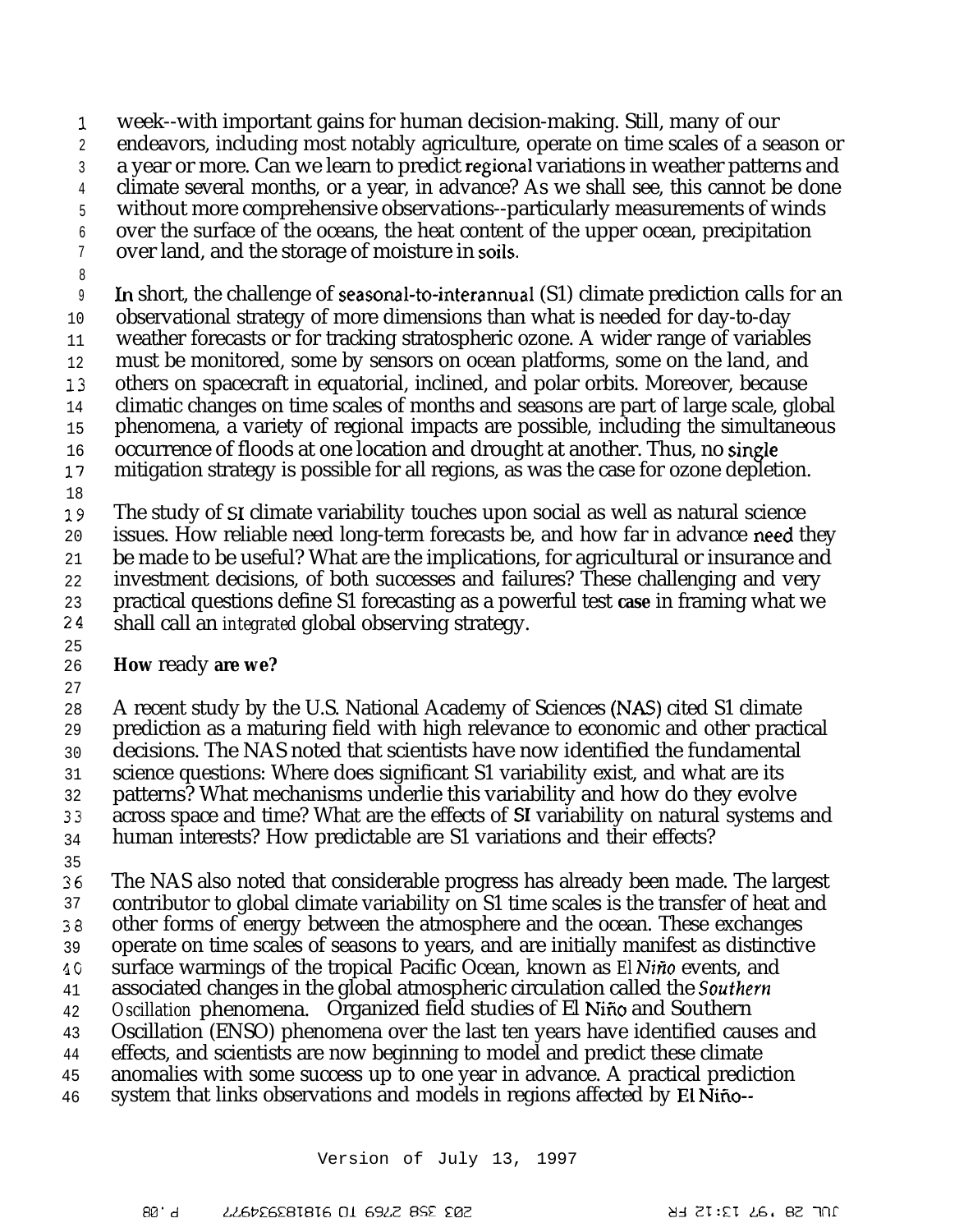week--with important gains for human decision-making. Still, many of our endeavors, including most notably agriculture, operate on time scales of a season or a year or more. Can we learn to predict regional variations in weather patterns and climate several months, or a year, in advance? As we shall see, this cannot be done without more comprehensive observations--particularly measurements of winds over the surface of the oceans, the heat content of the upper ocean, precipitation over land, and the storage of moisture in soils.

In short, the challenge of seasonal-to-interannual (S1) climate prediction calls for an observational strategy of more dimensions than what is needed for day-to-day weather forecasts or for tracking stratospheric ozone. A wider range of variables must be monitored, some by sensors on ocean platforms, some on the land, and others on spacecraft in equatorial, inclined, and polar orbits. Moreover, because climatic changes on time scales of months and seasons are part of large scale, global phenomena, a variety of regional impacts are possible, including the simultaneous occurrence of floods at one location and drought at another. Thus, no single mitigation strategy is possible for all regions, as was the case for ozone depletion.

The study of SI climate variability touches upon social as well as natural science issues. How reliable need long-term forecasts be, and how far in advance need they be made to be useful? What are the implications, for agricultural or insurance and investment decisions, of both successes and failures? These challenging and very practical questions define S1 forecasting as a powerful test case in framing what we shall call an *integrated* global observing strategy.

**How ready are we?**

A recent study by the U.S. National Academy of Sciences (NAS) cited S1 climate prediction as a maturing field with high relevance to economic and other practical decisions. The NAS noted that scientists have now identified the fundamental science questions: Where does significant S1 variability exist, and what are its patterns? What mechanisms underlie this variability and how do they evolve across space and time? What are the effects of SI variability on natural systems and human interests? How predictable are S1 variations and their effects?

The NAS also noted that considerable progress has already been made. The largest contributor to global climate variability on S1 time scales is the transfer of heat and other forms of energy between the atmosphere and the ocean. These exchanges operate on time scales of seasons to years, and are initially manifest as distinctive surface warmings of the tropical Pacific Ocean, known as *El Niño* events, and associated changes in the global atmospheric circulation called the *Southern Oscillation* phenomena. Organized field studies of El Niño and Southern Oscillation (ENSO) phenomena over the last ten years have identified causes and effects, and scientists are now beginning to model and predict these climate anomalies with some success up to one year in advance. A practical prediction system that links observations and models in regions affected by El Niño--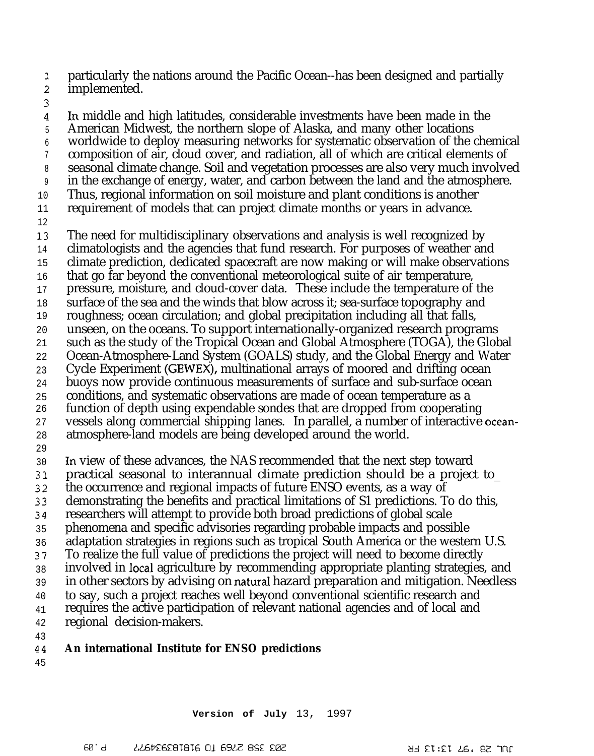particularly the nations around the Pacific Ocean--has been designed and partially implemented.

In middle and high latitudes, considerable investments have been made in the American Midwest, the northern slope of Alaska, and many other locations worldwide to deploy measuring networks for systematic observation of the chemical composition of air, cloud cover, and radiation, all of which are critical elements of seasonal climate change. Soil and vegetation processes are also very much involved in the exchange of energy, water, and carbon between the land and the atmosphere. Thus, regional information on soil moisture and plant conditions is another requirement of models that can project climate months or years in advance.

The need for multidisciplinary observations and analysis is well recognized by climatologists and the agencies that fund research. For purposes of weather and climate prediction, dedicated spacecraft are now making or will make observations that go far beyond the conventional meteorological suite of air temperature, pressure, moisture, and cloud-cover data. These include the temperature of the surface of the sea and the winds that blow across it; sea-surface topography and roughness; ocean circulation; and global precipitation including all that falls, unseen, on the oceans. To support internationally-organized research programs such as the study of the Tropical Ocean and Global Atmosphere (TOGA), the Global Ocean-Atmosphere-Land System (GOALS) study, and the Global Energy and Water Cycle Experiment (GEWEX), multinational arrays of moored and drifting ocean buoys now provide continuous measurements of surface and sub-surface ocean conditions, and systematic observations are made of ocean temperature as a function of depth using expendable sondes that are dropped from cooperating vessels along commercial shipping lanes. In parallel, a number of interactive ocean-atmosphere-land models are being developed around the world.

In view of these advances, the NAS recommended that the next step toward practical seasonal to interannual climate prediction should be a project to_ the occurrence and regional impacts of future ENSO events, as a way of demonstrating the benefits and practical limitations of S1 predictions. To do this, researchers will attempt to provide both broad predictions of global scale phenomena and specific advisories regarding probable impacts and possible adaptation strategies in regions such as tropical South America or the western U.S. To realize the full value of predictions the project will need to become directly involved in local agriculture by recommending appropriate planting strategies, and in other sectors by advising on natural hazard preparation and mitigation. Needless to say, such a project reaches well beyond conventional scientific research and requires the active participation of relevant national agencies and of local and regional decision-makers.

**An international Institute for ENSO predictions**

Version of July 13, 1997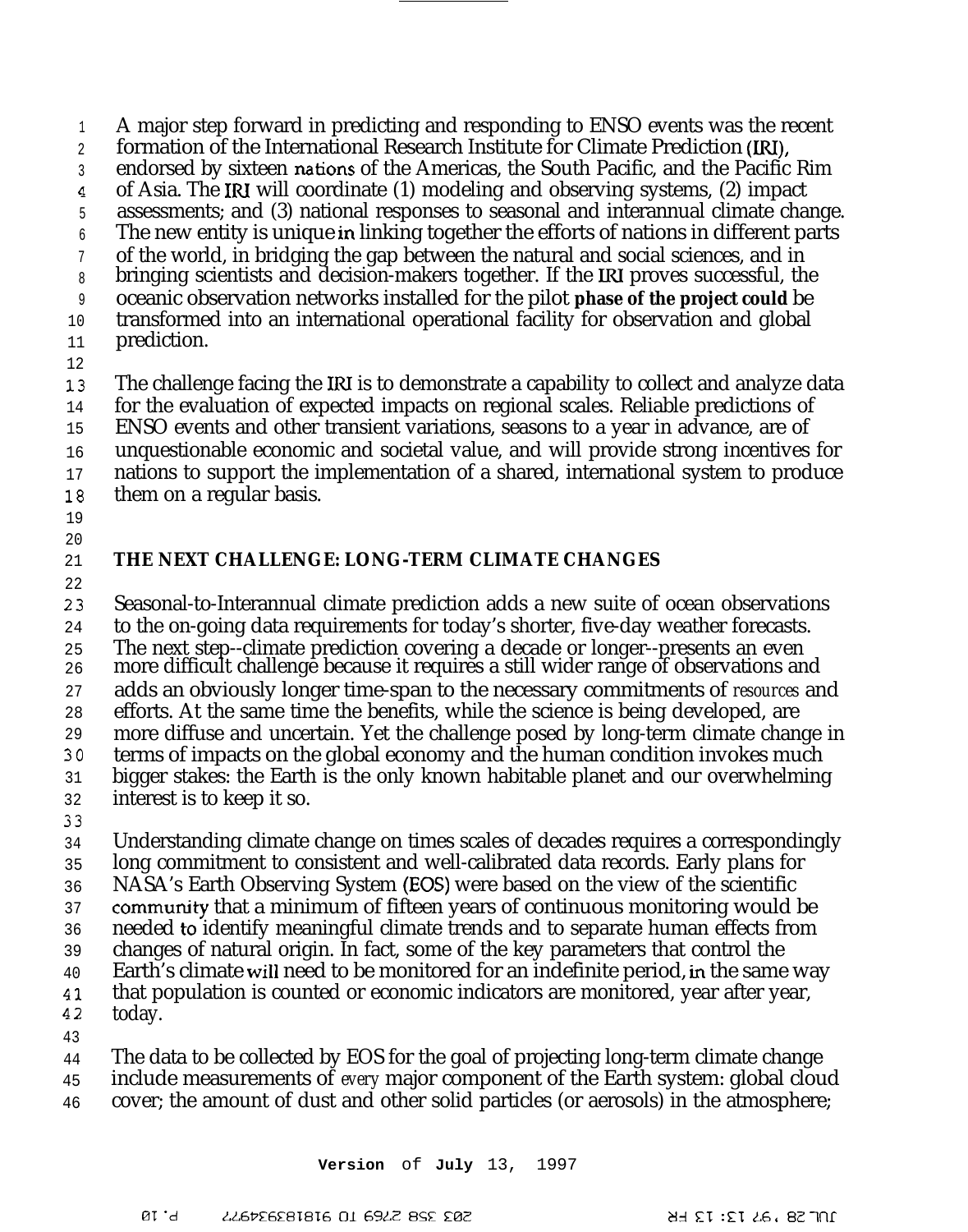A major step forward in predicting and responding to ENSO events was the recent formation of the International Research Institute for Climate Prediction (IRI), endorsed by sixteen nations of the Americas, the South Pacific, and the Pacific Rim of Asia. The IRI will coordinate (1) modeling and observing systems, (2) impact assessments; and (3) national responses to seasonal and interannual climate change. The new entity is unique in linking together the efforts of nations in different parts of the world, in bridging the gap between the natural and social sciences, and in bringing scientists and decision-makers together. If the IRI proves successful, the oceanic observation networks installed for the pilot **phase of the project could** be transformed into an international operational facility for observation and global prediction.

The challenge facing the IRI is to demonstrate a capability to collect and analyze data for the evaluation of expected impacts on regional scales. Reliable predictions of ENSO events and other transient variations, seasons to a year in advance, are of unquestionable economic and societal value, and will provide strong incentives for nations to support the implementation of a shared, international system to produce them on a regular basis.

## THE NEXT CHALLENGE: LONG-TERM CLIMATE CHANGES

Seasonal-to-Interannual climate prediction adds a new suite of ocean observations to the on-going data requirements for today's shorter, five-day weather forecasts. The next step--climate prediction covering a decade or longer--presents an even more difficult challenge because it requires a still wider range of observations and adds an obviously longer time-span to the necessary commitments of resources and efforts. At the same time the benefits, while the science is being developed, are more diffuse and uncertain. Yet the challenge posed by long-term climate change in terms of impacts on the global economy and the human condition invokes much bigger stakes: the Earth is the only known habitable planet and our overwhelming interest is to keep it so.

Understanding climate change on times scales of decades requires a correspondingly long commitment to consistent and well-calibrated data records. Early plans for NASA's Earth Observing System (EOS) were based on the view of the scientific community that a minimum of fifteen years of continuous monitoring would be needed to identify meaningful climate trends and to separate human effects from changes of natural origin. In fact, some of the key parameters that control the Earth's climate will need to be monitored for an indefinite period, in the same way that population is counted or economic indicators are monitored, year after year, today.

The data to be collected by EOS for the goal of projecting long-term climate change include measurements of every major component of the Earth system: global cloud cover; the amount of dust and other solid particles (or aerosols) in the atmosphere;

Version of July 13, 1997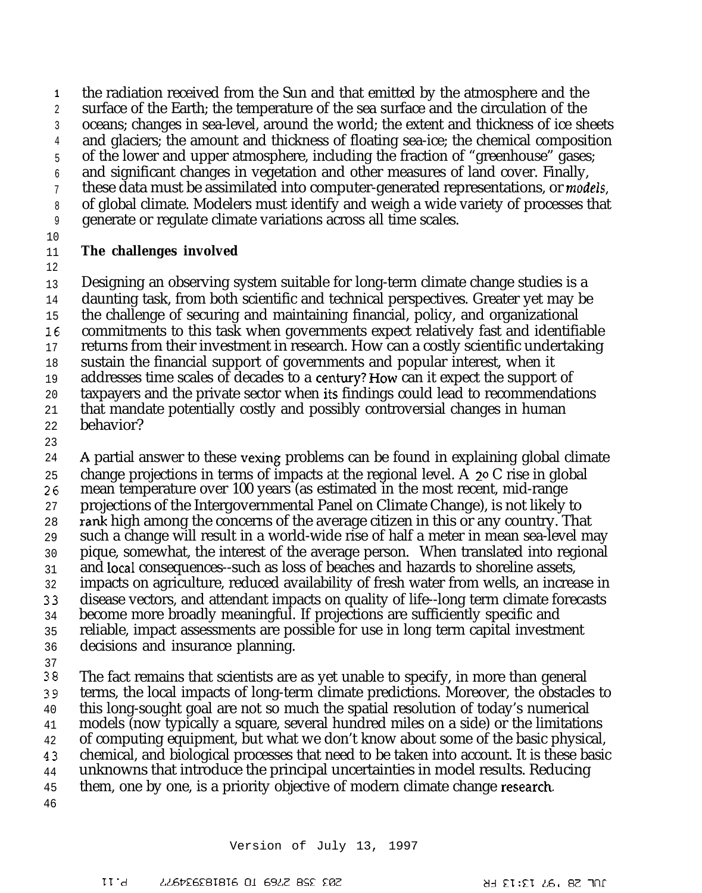the radiation received from the Sun and that emitted by the atmosphere and the surface of the Earth; the temperature of the sea surface and the circulation of the oceans; changes in sea-level, around the world; the extent and thickness of ice sheets and glaciers; the amount and thickness of floating sea-ice; the chemical composition of the lower and upper atmosphere, including the fraction of "greenhouse" gases; and significant changes in vegetation and other measures of land cover. Finally, these data must be assimilated into computer-generated representations, or *models*, of global climate. Modelers must identify and weigh a wide variety of processes that generate or regulate climate variations across all time scales.

**The challenges involved**

Designing an observing system suitable for long-term climate change studies is a daunting task, from both scientific and technical perspectives. Greater yet may be the challenge of securing and maintaining financial, policy, and organizational commitments to this task when governments expect relatively fast and identifiable returns from their investment in research. How can a costly scientific undertaking sustain the financial support of governments and popular interest, when it addresses time scales of decades to a century? How can it expect the support of taxpayers and the private sector when its findings could lead to recommendations that mandate potentially costly and possibly controversial changes in human behavior?

A partial answer to these vexing problems can be found in explaining global climate change projections in terms of impacts at the regional level. A 2° C rise in global mean temperature over 100 years (as estimated in the most recent, mid-range projections of the Intergovernmental Panel on Climate Change), is not likely to rank high among the concerns of the average citizen in this or any country. That such a change will result in a world-wide rise of half a meter in mean sea-level may pique, somewhat, the interest of the average person. When translated into regional and local consequences--such as loss of beaches and hazards to shoreline assets, impacts on agriculture, reduced availability of fresh water from wells, an increase in disease vectors, and attendant impacts on quality of life--long term climate forecasts become more broadly meaningful. If projections are sufficiently specific and reliable, impact assessments are possible for use in long term capital investment decisions and insurance planning.

The fact remains that scientists are as yet unable to specify, in more than general terms, the local impacts of long-term climate predictions. Moreover, the obstacles to this long-sought goal are not so much the spatial resolution of today's numerical models (now typically a square, several hundred miles on a side) or the limitations of computing equipment, but what we don't know about some of the basic physical, chemical, and biological processes that need to be taken into account. It is these basic unknowns that introduce the principal uncertainties in model results. Reducing them, one by one, is a priority objective of modern climate change research.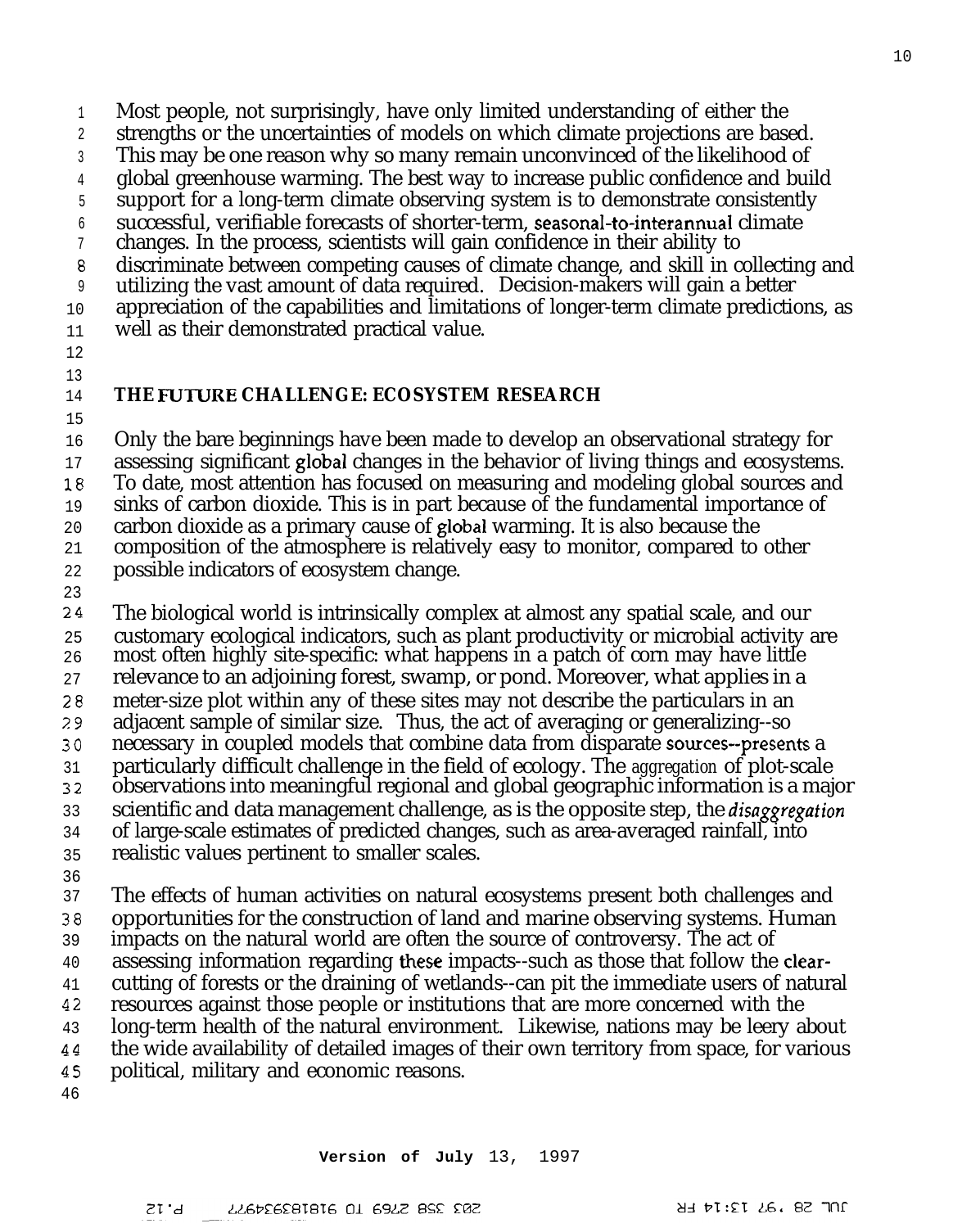Most people, not surprisingly, have only limited understanding of either the strengths or the uncertainties of models on which climate projections are based. This may be one reason why so many remain unconvinced of the likelihood of global greenhouse warming. The best way to increase public confidence and build support for a long-term climate observing system is to demonstrate consistently successful, verifiable forecasts of shorter-term, seasonal-to-interannual climate changes. In the process, scientists will gain confidence in their ability to discriminate between competing causes of climate change, and skill in collecting and utilizing the vast amount of data required. Decision-makers will gain a better appreciation of the capabilities and limitations of longer-term climate predictions, as well as their demonstrated practical value.

## THE FUTURE CHALLENGE: ECOSYSTEM RESEARCH

Only the bare beginnings have been made to develop an observational strategy for assessing significant global changes in the behavior of living things and ecosystems. To date, most attention has focused on measuring and modeling global sources and sinks of carbon dioxide. This is in part because of the fundamental importance of carbon dioxide as a primary cause of global warming. It is also because the composition of the atmosphere is relatively easy to monitor, compared to other possible indicators of ecosystem change.

The biological world is intrinsically complex at almost any spatial scale, and our customary ecological indicators, such as plant productivity or microbial activity are most often highly site-specific: what happens in a patch of corn may have little relevance to an adjoining forest, swamp, or pond. Moreover, what applies in a meter-size plot within any of these sites may not describe the particulars in an adjacent sample of similar size. Thus, the act of averaging or generalizing--so necessary in coupled models that combine data from disparate sources--presents a particularly difficult challenge in the field of ecology. The *aggregation* of plot-scale observations into meaningful regional and global geographic information is a major scientific and data management challenge, as is the opposite step, the *disaggregation* of large-scale estimates of predicted changes, such as area-averaged rainfall, into realistic values pertinent to smaller scales.

The effects of human activities on natural ecosystems present both challenges and opportunities for the construction of land and marine observing systems. Human impacts on the natural world are often the source of controversy. The act of assessing information regarding these impacts--such as those that follow the clear-cutting of forests or the draining of wetlands--can pit the immediate users of natural resources against those people or institutions that are more concerned with the long-term health of the natural environment. Likewise, nations may be leery about the wide availability of detailed images of their own territory from space, for various political, military and economic reasons.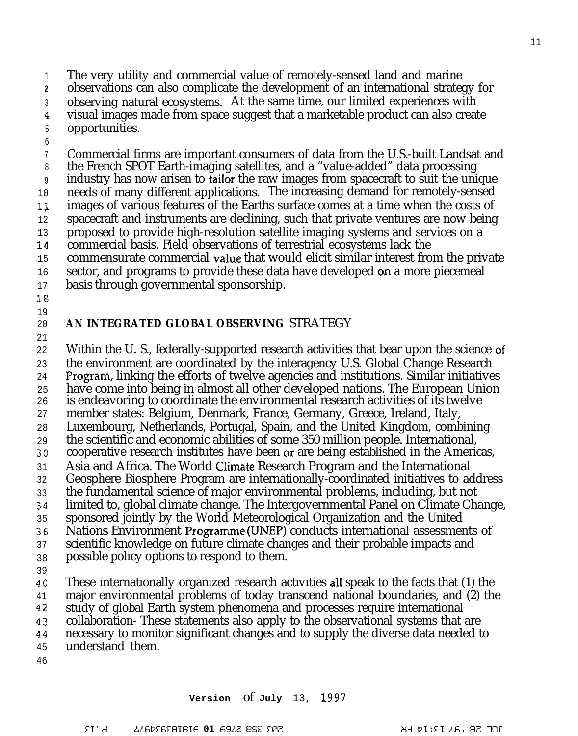The very utility and commercial value of remotely-sensed land and marine observations can also complicate the development of an international strategy for observing natural ecosystems. At the same time, our limited experiences with visual images made from space suggest that a marketable product can also create opportunities.

Commercial firms are important consumers of data from the U.S.-built Landsat and the French SPOT Earth-imaging satellites, and a "value-added" data processing industry has now arisen to tailor the raw images from spacecraft to suit the unique needs of many different applications. The increasing demand for remotely-sensed images of various features of the Earths surface comes at a time when the costs of spacecraft and instruments are declining, such that private ventures are now being proposed to provide high-resolution satellite imaging systems and services on a commercial basis. Field observations of terrestrial ecosystems lack the commensurate commercial value that would elicit similar interest from the private sector, and programs to provide these data have developed on a more piecemeal basis through governmental sponsorship.

## AN INTEGRATED GLOBAL OBSERVING STRATEGY

Within the U. S., federally-supported research activities that bear upon the science of the environment are coordinated by the interagency U.S. Global Change Research Program, linking the efforts of twelve agencies and institutions. Similar initiatives have come into being in almost all other developed nations. The European Union is endeavoring to coordinate the environmental research activities of its twelve member states: Belgium, Denmark, France, Germany, Greece, Ireland, Italy, Luxembourg, Netherlands, Portugal, Spain, and the United Kingdom, combining the scientific and economic abilities of some 350 million people. International, cooperative research institutes have been or are being established in the Americas, Asia and Africa. The World Climate Research Program and the International Geosphere Biosphere Program are internationally-coordinated initiatives to address the fundamental science of major environmental problems, including, but not limited to, global climate change. The Intergovernmental Panel on Climate Change, sponsored jointly by the World Meteorological Organization and the United Nations Environment Programme (UNEP) conducts international assessments of scientific knowledge on future climate changes and their probable impacts and possible policy options to respond to them.

These internationally organized research activities all speak to the facts that (1) the major environmental problems of today transcend national boundaries, and (2) the study of global Earth system phenomena and processes require international collaboration- These statements also apply to the observational systems that are necessary to monitor significant changes and to supply the diverse data needed to understand them.

Version of July 13, 1997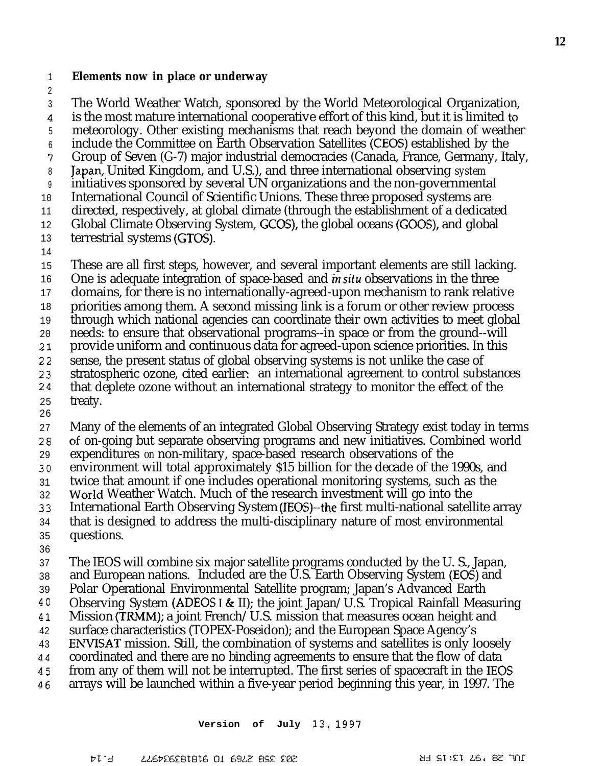**Elements now in place or underway**

The World Weather Watch, sponsored by the World Meteorological Organization, is the most mature international cooperative effort of this kind, but it is limited to meteorology. Other existing mechanisms that reach beyond the domain of weather include the Committee on Earth Observation Satellites (CEOS) established by the Group of Seven (G-7) major industrial democracies (Canada, France, Germany, Italy, Japan, United Kingdom, and U.S.), and three international observing system initiatives sponsored by several UN organizations and the non-governmental International Council of Scientific Unions. These three proposed systems are directed, respectively, at global climate (through the establishment of a dedicated Global Climate Observing System, GCOS), the global oceans (GOOS), and global terrestrial systems (GTOS).

These are all first steps, however, and several important elements are still lacking. One is adequate integration of space-based and *in situ* observations in the three domains, for there is no internationally-agreed-upon mechanism to rank relative priorities among them. A second missing link is a forum or other review process through which national agencies can coordinate their own activities to meet global needs: to ensure that observational programs--in space or from the ground--will provide uniform and continuous data for agreed-upon science priorities. In this sense, the present status of global observing systems is not unlike the case of stratospheric ozone, cited earlier: an international agreement to control substances that deplete ozone without an international strategy to monitor the effect of the treaty.

Many of the elements of an integrated Global Observing Strategy exist today in terms of on-going but separate observing programs and new initiatives. Combined world expenditures on non-military, space-based research observations of the environment will total approximately $15 billion for the decade of the 1990s, and twice that amount if one includes operational monitoring systems, such as the World Weather Watch. Much of the research investment will go into the International Earth Observing System (IEOS)--the first multi-national satellite array that is designed to address the multi-disciplinary nature of most environmental questions.

The IEOS will combine six major satellite programs conducted by the U. S., Japan, and European nations. Included are the U.S. Earth Observing System (EOS) and Polar Operational Environmental Satellite program; Japan's Advanced Earth Observing System (ADEOS I & II); the joint Japan/U.S. Tropical Rainfall Measuring Mission (TRMM); a joint French/U.S. mission that measures ocean height and surface characteristics (TOPEX-Poseidon); and the European Space Agency's ENVISAT mission. Still, the combination of systems and satellites is only loosely coordinated and there are no binding agreements to ensure that the flow of data from any of them will not be interrupted. The first series of spacecraft in the IEOS arrays will be launched within a five-year period beginning this year, in 1997. The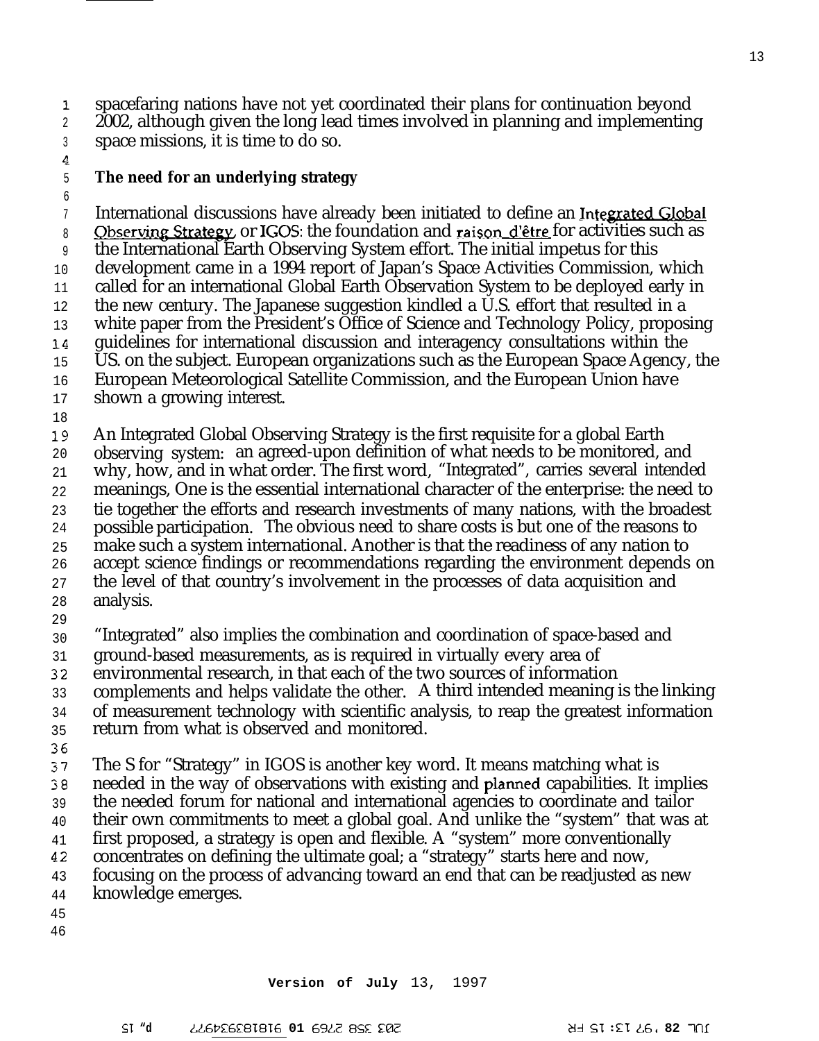spacefaring nations have not yet coordinated their plans for continuation beyond 2002, although given the long lead times involved in planning and implementing space missions, it is time to do so.

**The need for an underlying strategy**

International discussions have already been initiated to define an Integrated Global Observing Strategy, or IGOS: the foundation and raison d'être for activities such as the International Earth Observing System effort. The initial impetus for this development came in a 1994 report of Japan's Space Activities Commission, which called for an international Global Earth Observation System to be deployed early in the new century. The Japanese suggestion kindled a U.S. effort that resulted in a white paper from the President's Office of Science and Technology Policy, proposing guidelines for international discussion and interagency consultations within the US. on the subject. European organizations such as the European Space Agency, the European Meteorological Satellite Commission, and the European Union have shown a growing interest.

An Integrated Global Observing Strategy is the first requisite for a global Earth observing system: an agreed-upon definition of what needs to be monitored, and why, how, and in what order. The first word, "Integrated", carries several intended meanings, One is the essential international character of the enterprise: the need to tie together the efforts and research investments of many nations, with the broadest possible participation. The obvious need to share costs is but one of the reasons to make such a system international. Another is that the readiness of any nation to accept science findings or recommendations regarding the environment depends on the level of that country's involvement in the processes of data acquisition and analysis.

"Integrated" also implies the combination and coordination of space-based and ground-based measurements, as is required in virtually every area of environmental research, in that each of the two sources of information complements and helps validate the other. A third intended meaning is the linking of measurement technology with scientific analysis, to reap the greatest information return from what is observed and monitored.

The S for "Strategy" in IGOS is another key word. It means matching what is needed in the way of observations with existing and planned capabilities. It implies the needed forum for national and international agencies to coordinate and tailor their own commitments to meet a global goal. And unlike the "system" that was at first proposed, a strategy is open and flexible. A "system" more conventionally concentrates on defining the ultimate goal; a "strategy" starts here and now, focusing on the process of advancing toward an end that can be readjusted as new knowledge emerges.

Version of July 13, 1997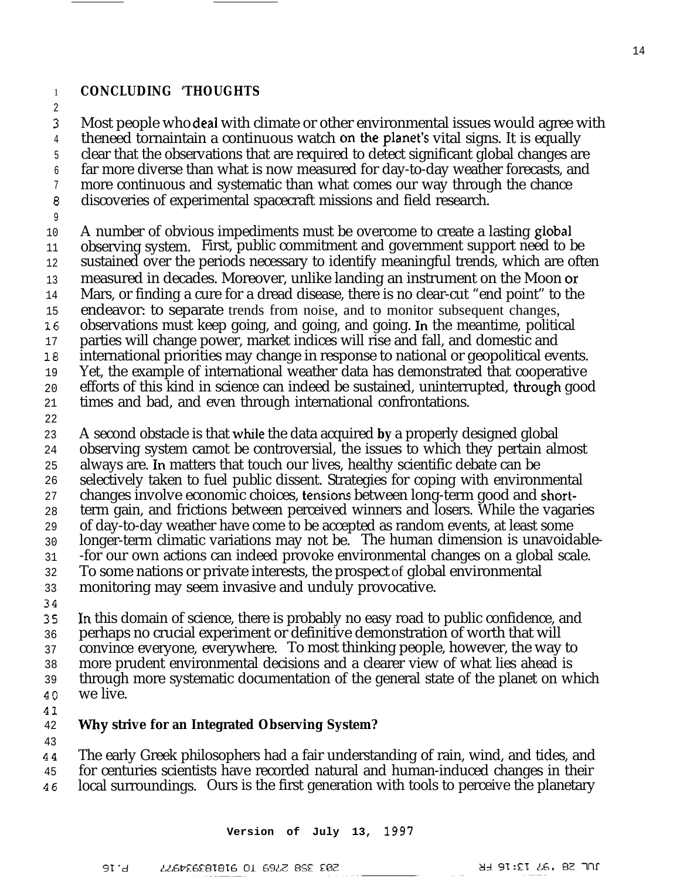## CONCLUDING 'THOUGHTS

Most people who deal with climate or other environmental issues would agree with theneed tornaintain a continuous watch on the planet's vital signs. It is equally clear that the observations that are required to detect significant global changes are far more diverse than what is now measured for day-to-day weather forecasts, and more continuous and systematic than what comes our way through the chance discoveries of experimental spacecraft missions and field research.

A number of obvious impediments must be overcome to create a lasting global observing system. First, public commitment and government support need to be sustained over the periods necessary to identify meaningful trends, which are often measured in decades. Moreover, unlike landing an instrument on the Moon or Mars, or finding a cure for a dread disease, there is no clear-cut "end point" to the endeavor: to separate trends from noise, and to monitor subsequent changes, observations must keep going, and going, and going. In the meantime, political parties will change power, market indices will rise and fall, and domestic and international priorities may change in response to national or geopolitical events. Yet, the example of international weather data has demonstrated that cooperative efforts of this kind in science can indeed be sustained, uninterrupted, through good times and bad, and even through international confrontations.

A second obstacle is that while the data acquired by a properly designed global observing system camot be controversial, the issues to which they pertain almost always are. In matters that touch our lives, healthy scientific debate can be selectively taken to fuel public dissent. Strategies for coping with environmental changes involve economic choices, tensions between long-term good and short-term gain, and frictions between perceived winners and losers. While the vagaries of day-to-day weather have come to be accepted as random events, at least some longer-term climatic variations may not be. The human dimension is unavoidable--for our own actions can indeed provoke environmental changes on a global scale. To some nations or private interests, the prospect of global environmental monitoring may seem invasive and unduly provocative.

In this domain of science, there is probably no easy road to public confidence, and perhaps no crucial experiment or definitive demonstration of worth that will convince everyone, everywhere. To most thinking people, however, the way to more prudent environmental decisions and a clearer view of what lies ahead is through more systematic documentation of the general state of the planet on which we live.

### Why strive for an Integrated Observing System?

The early Greek philosophers had a fair understanding of rain, wind, and tides, and for centuries scientists have recorded natural and human-induced changes in their local surroundings. Ours is the first generation with tools to perceive the planetary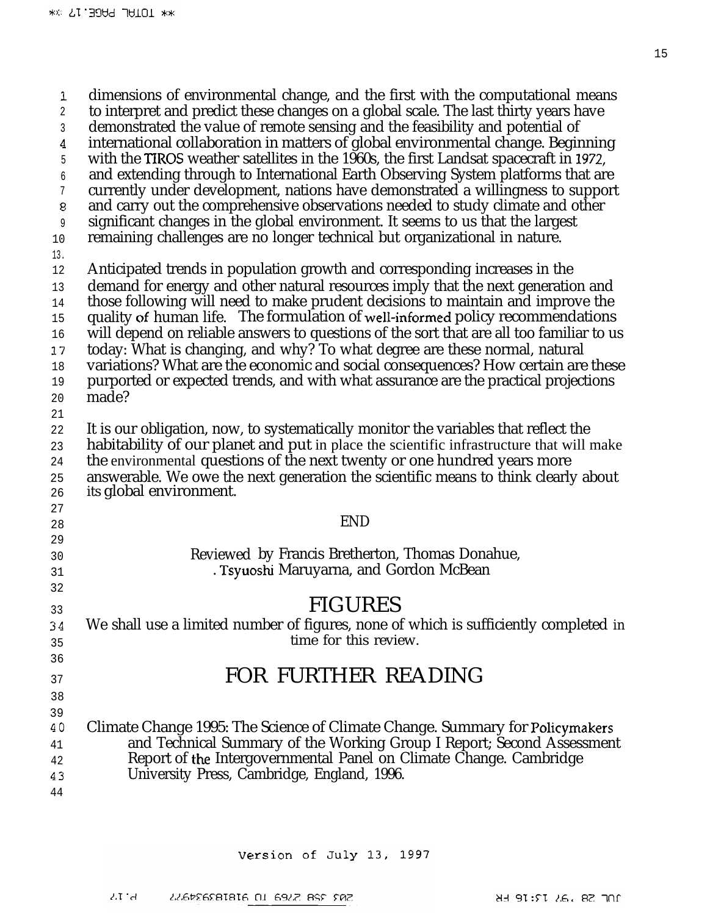dimensions of environmental change, and the first with the computational means to interpret and predict these changes on a global scale. The last thirty years have demonstrated the value of remote sensing and the feasibility and potential of international collaboration in matters of global environmental change. Beginning with the TIROS weather satellites in the 1960s, the first Landsat spacecraft in 1972, and extending through to International Earth Observing System platforms that are currently under development, nations have demonstrated a willingness to support and carry out the comprehensive observations needed to study climate and other significant changes in the global environment. It seems to us that the largest remaining challenges are no longer technical but organizational in nature.

Anticipated trends in population growth and corresponding increases in the demand for energy and other natural resources imply that the next generation and those following will need to make prudent decisions to maintain and improve the quality of human life. The formulation of well-informed policy recommendations will depend on reliable answers to questions of the sort that are all too familiar to us today: What is changing, and why? To what degree are these normal, natural variations? What are the economic and social consequences? How certain are these purported or expected trends, and with what assurance are the practical projections made?

It is our obligation, now, to systematically monitor the variables that reflect the habitability of our planet and put in place the scientific infrastructure that will make the environmental questions of the next twenty or one hundred years more answerable. We owe the next generation the scientific means to think clearly about its global environment.

END

Reviewed by Francis Bretherton, Thomas Donahue, Tsyuoshi Maruyarna, and Gordon McBean

# FIGURES

We shall use a limited number of figures, none of which is sufficiently completed in time for this review.

# FOR FURTHER READING

Climate Change 1995: The Science of Climate Change. Summary for Policymakers and Technical Summary of the Working Group I Report; Second Assessment Report of the Intergovernmental Panel on Climate Change. Cambridge University Press, Cambridge, England, 1996.

Version of July 13, 1997